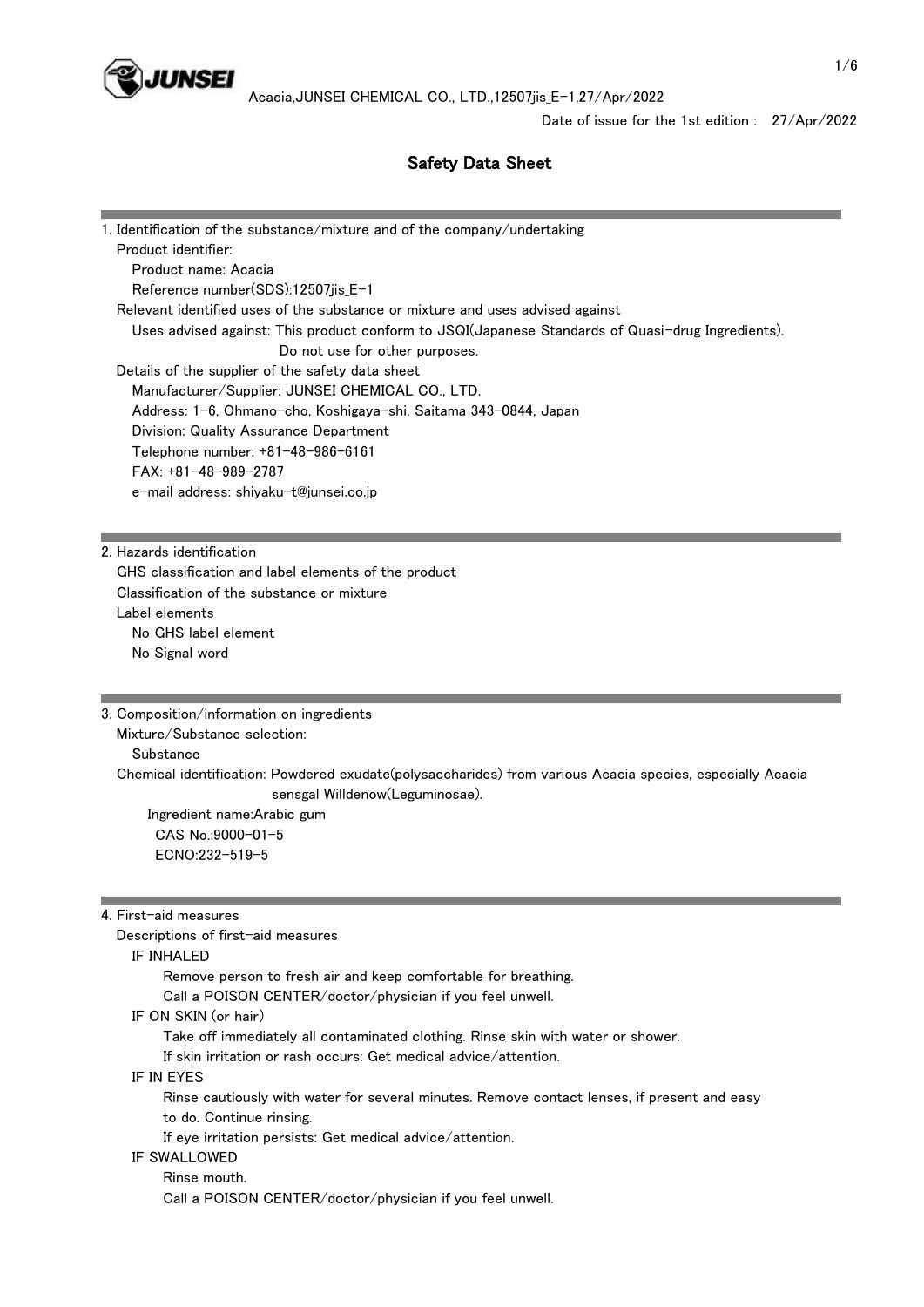# Safety Data Sheet

Date of issue for the 1st edition : 27/Apr/2022

## 1. Identification of the substance/mixture and of the company/undertaking

Product identifier:

Product name: Acacia

Reference number(SDS):12507jis_E-1

Relevant identified uses of the substance or mixture and uses advised against

Uses advised against: This product conform to JSQI(Japanese Standards of Quasi-drug Ingredients). Do not use for other purposes.

Details of the supplier of the safety data sheet

Manufacturer/Supplier: JUNSEI CHEMICAL CO., LTD.

Address: 1-6, Ohmano-cho, Koshigaya-shi, Saitama 343-0844, Japan

Division: Quality Assurance Department

Telephone number: +81-48-986-6161

FAX: +81-48-989-2787

e-mail address: shiyaku-t@junsei.co.jp

## 2. Hazards identification

GHS classification and label elements of the product

Classification of the substance or mixture

Label elements

No GHS label element

No Signal word

## 3. Composition/information on ingredients

Mixture/Substance selection:

Substance

Chemical identification: Powdered exudate(polysaccharides) from various Acacia species, especially Acacia sensgal Willdenow(Leguminosae).

Ingredient name:Arabic gum

CAS No.:9000-01-5

ECNO:232-519-5

## 4. First-aid measures

Descriptions of first-aid measures

IF INHALED

Remove person to fresh air and keep comfortable for breathing.

Call a POISON CENTER/doctor/physician if you feel unwell.

IF ON SKIN (or hair)

Take off immediately all contaminated clothing. Rinse skin with water or shower.

If skin irritation or rash occurs: Get medical advice/attention.

IF IN EYES

Rinse cautiously with water for several minutes. Remove contact lenses, if present and easy to do. Continue rinsing.

If eye irritation persists: Get medical advice/attention.

IF SWALLOWED

Rinse mouth.

Call a POISON CENTER/doctor/physician if you feel unwell.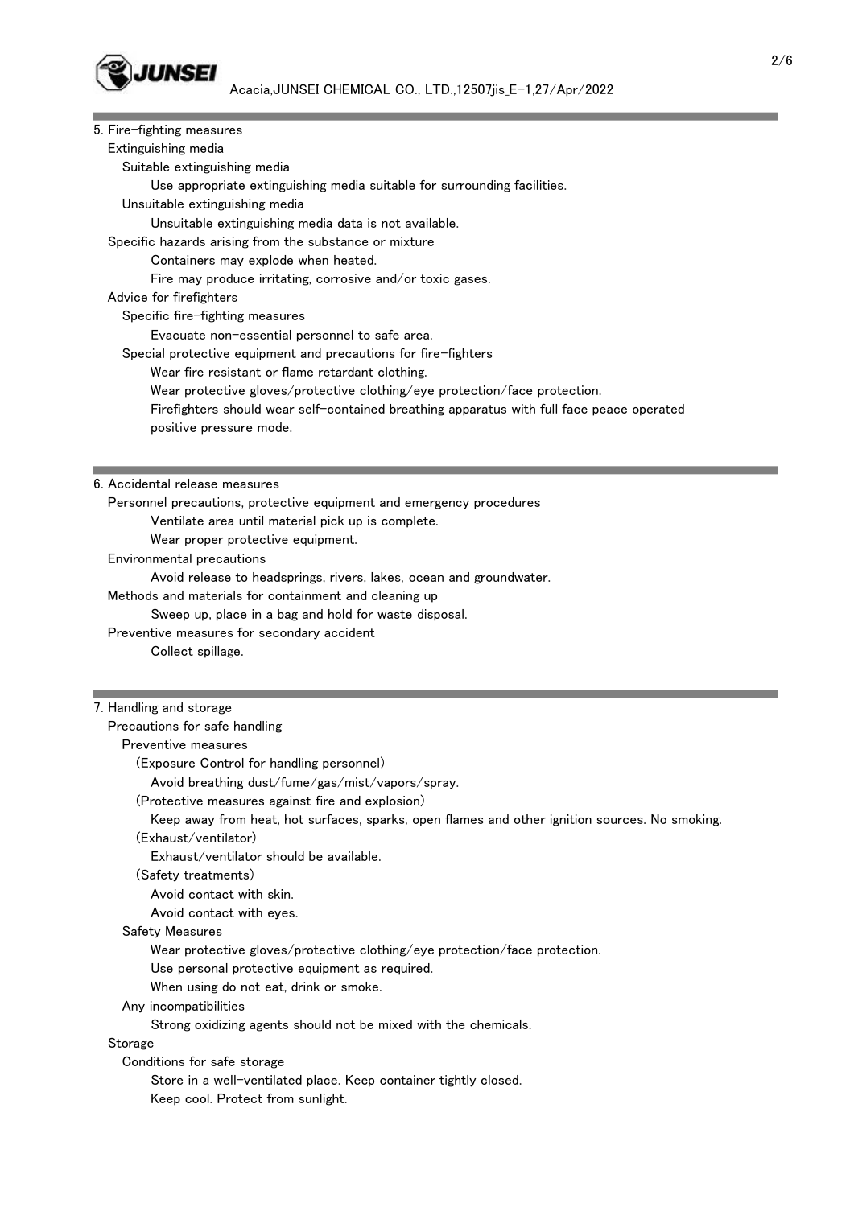## 5. Fire-fighting measures

### Extinguishing media

#### Suitable extinguishing media

Use appropriate extinguishing media suitable for surrounding facilities.

#### Unsuitable extinguishing media

Unsuitable extinguishing media data is not available.

### Specific hazards arising from the substance or mixture

Containers may explode when heated.

Fire may produce irritating, corrosive and/or toxic gases.

### Advice for firefighters

#### Specific fire-fighting measures

Evacuate non-essential personnel to safe area.

#### Special protective equipment and precautions for fire-fighters

Wear fire resistant or flame retardant clothing.

Wear protective gloves/protective clothing/eye protection/face protection.

Firefighters should wear self-contained breathing apparatus with full face peace operated positive pressure mode.

## 6. Accidental release measures

### Personnel precautions, protective equipment and emergency procedures

Ventilate area until material pick up is complete.

Wear proper protective equipment.

### Environmental precautions

Avoid release to headsprings, rivers, lakes, ocean and groundwater.

### Methods and materials for containment and cleaning up

Sweep up, place in a bag and hold for waste disposal.

### Preventive measures for secondary accident

Collect spillage.

## 7. Handling and storage

### Precautions for safe handling

#### Preventive measures

(Exposure Control for handling personnel)

Avoid breathing dust/fume/gas/mist/vapors/spray.

(Protective measures against fire and explosion)

Keep away from heat, hot surfaces, sparks, open flames and other ignition sources. No smoking.

(Exhaust/ventilator)

Exhaust/ventilator should be available.

(Safety treatments)

Avoid contact with skin.

Avoid contact with eyes.

#### Safety Measures

Wear protective gloves/protective clothing/eye protection/face protection.

Use personal protective equipment as required.

When using do not eat, drink or smoke.

#### Any incompatibilities

Strong oxidizing agents should not be mixed with the chemicals.

### Storage

#### Conditions for safe storage

Store in a well-ventilated place. Keep container tightly closed.

Keep cool. Protect from sunlight.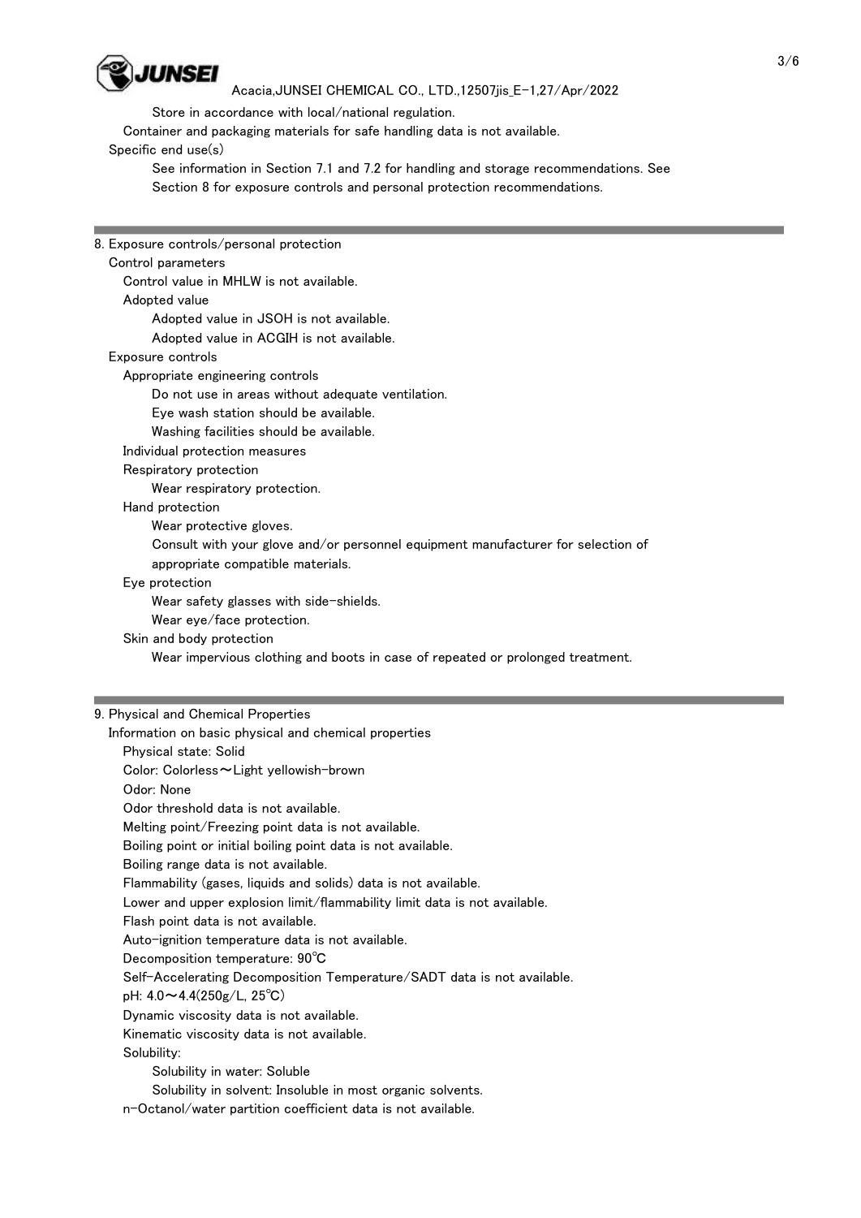Store in accordance with local/national regulation.

Container and packaging materials for safe handling data is not available.

Specific end use(s)

See information in Section 7.1 and 7.2 for handling and storage recommendations. See Section 8 for exposure controls and personal protection recommendations.

## 8. Exposure controls/personal protection

Control parameters

Control value in MHLW is not available.

Adopted value

Adopted value in JSOH is not available.

Adopted value in ACGIH is not available.

Exposure controls

Appropriate engineering controls

Do not use in areas without adequate ventilation.

Eye wash station should be available.

Washing facilities should be available.

Individual protection measures

Respiratory protection

Wear respiratory protection.

Hand protection

Wear protective gloves.

Consult with your glove and/or personnel equipment manufacturer for selection of appropriate compatible materials.

Eye protection

Wear safety glasses with side-shields.

Wear eye/face protection.

Skin and body protection

Wear impervious clothing and boots in case of repeated or prolonged treatment.

## 9. Physical and Chemical Properties

Information on basic physical and chemical properties

Physical state: Solid

Color: Colorless～Light yellowish-brown

Odor: None

Odor threshold data is not available.

Melting point/Freezing point data is not available.

Boiling point or initial boiling point data is not available.

Boiling range data is not available.

Flammability (gases, liquids and solids) data is not available.

Lower and upper explosion limit/flammability limit data is not available.

Flash point data is not available.

Auto-ignition temperature data is not available.

Decomposition temperature: 90℃

Self-Accelerating Decomposition Temperature/SADT data is not available.

pH: 4.0～4.4(250g/L, 25℃)

Dynamic viscosity data is not available.

Kinematic viscosity data is not available.

Solubility:

Solubility in water: Soluble

Solubility in solvent: Insoluble in most organic solvents.

n-Octanol/water partition coefficient data is not available.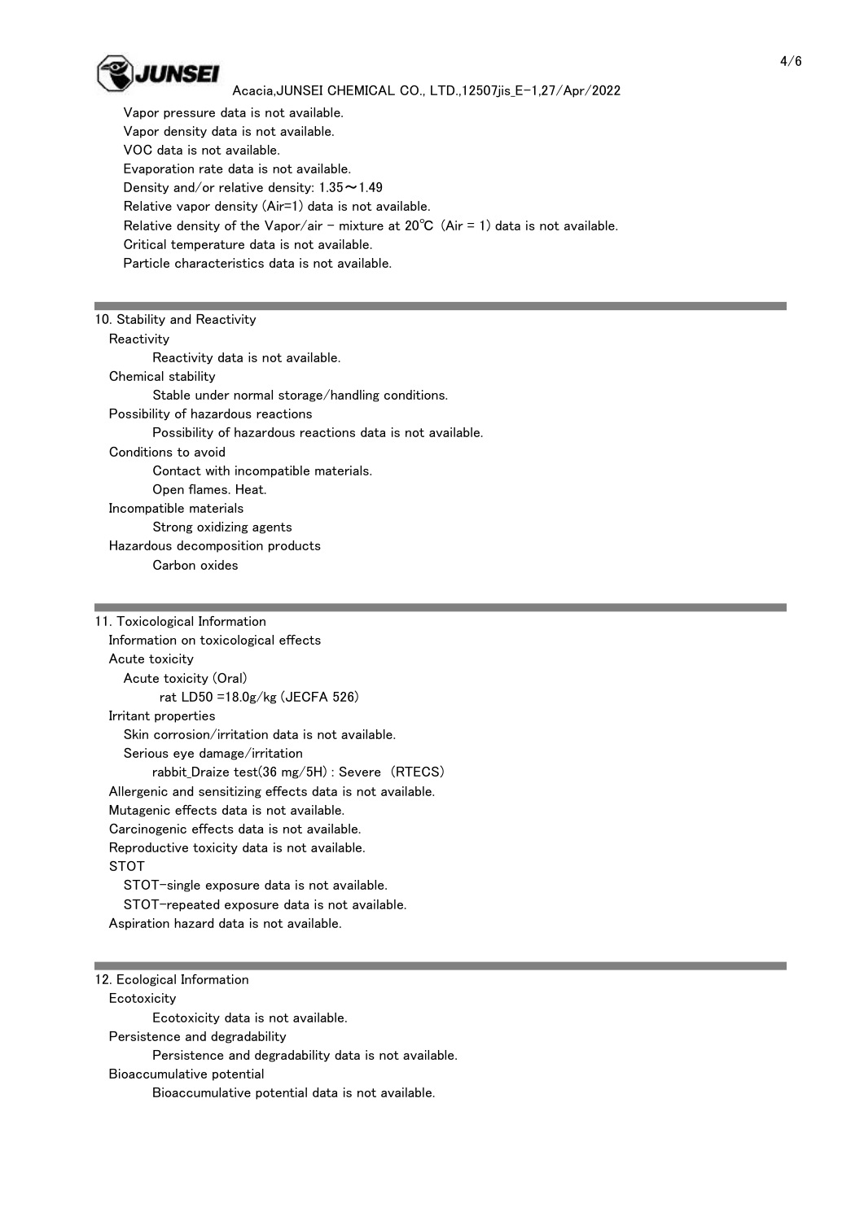Vapor pressure data is not available.
Vapor density data is not available.
VOC data is not available.
Evaporation rate data is not available.
Density and/or relative density: 1.35～1.49
Relative vapor density (Air=1) data is not available.
Relative density of the Vapor/air - mixture at 20℃ (Air = 1) data is not available.
Critical temperature data is not available.
Particle characteristics data is not available.

## 10. Stability and Reactivity

Reactivity

Reactivity data is not available.

Chemical stability

Stable under normal storage/handling conditions.

Possibility of hazardous reactions

Possibility of hazardous reactions data is not available.

Conditions to avoid

Contact with incompatible materials.
Open flames. Heat.

Incompatible materials

Strong oxidizing agents

Hazardous decomposition products

Carbon oxides

## 11. Toxicological Information

Information on toxicological effects

Acute toxicity

Acute toxicity (Oral)

rat LD50 =18.0g/kg (JECFA 526)

Irritant properties

Skin corrosion/irritation data is not available.

Serious eye damage/irritation

rabbit_Draize test(36 mg/5H) : Severe (RTECS)

Allergenic and sensitizing effects data is not available.
Mutagenic effects data is not available.
Carcinogenic effects data is not available.
Reproductive toxicity data is not available.

STOT

STOT-single exposure data is not available.
STOT-repeated exposure data is not available.

Aspiration hazard data is not available.

## 12. Ecological Information

Ecotoxicity

Ecotoxicity data is not available.

Persistence and degradability

Persistence and degradability data is not available.

Bioaccumulative potential

Bioaccumulative potential data is not available.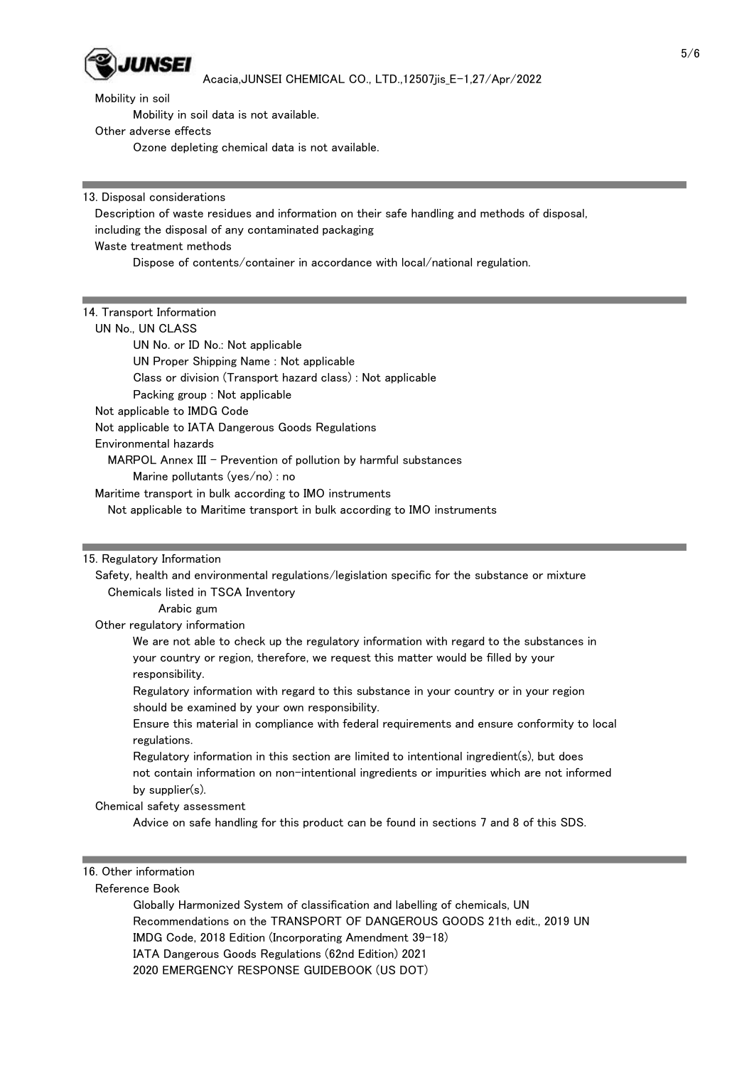Mobility in soil

Mobility in soil data is not available.

Other adverse effects

Ozone depleting chemical data is not available.

## 13. Disposal considerations

Description of waste residues and information on their safe handling and methods of disposal, including the disposal of any contaminated packaging

Waste treatment methods

Dispose of contents/container in accordance with local/national regulation.

## 14. Transport Information

UN No., UN CLASS

UN No. or ID No.: Not applicable

UN Proper Shipping Name : Not applicable

Class or division (Transport hazard class) : Not applicable

Packing group : Not applicable

Not applicable to IMDG Code

Not applicable to IATA Dangerous Goods Regulations

Environmental hazards

MARPOL Annex III - Prevention of pollution by harmful substances

Marine pollutants (yes/no) : no

Maritime transport in bulk according to IMO instruments

Not applicable to Maritime transport in bulk according to IMO instruments

## 15. Regulatory Information

Safety, health and environmental regulations/legislation specific for the substance or mixture

Chemicals listed in TSCA Inventory

Arabic gum

Other regulatory information

We are not able to check up the regulatory information with regard to the substances in your country or region, therefore, we request this matter would be filled by your responsibility.

Regulatory information with regard to this substance in your country or in your region should be examined by your own responsibility.

Ensure this material in compliance with federal requirements and ensure conformity to local regulations.

Regulatory information in this section are limited to intentional ingredient(s), but does not contain information on non-intentional ingredients or impurities which are not informed by supplier(s).

Chemical safety assessment

Advice on safe handling for this product can be found in sections 7 and 8 of this SDS.

## 16. Other information

Reference Book

Globally Harmonized System of classification and labelling of chemicals, UN

Recommendations on the TRANSPORT OF DANGEROUS GOODS 21th edit., 2019 UN

IMDG Code, 2018 Edition (Incorporating Amendment 39-18)

IATA Dangerous Goods Regulations (62nd Edition) 2021

2020 EMERGENCY RESPONSE GUIDEBOOK (US DOT)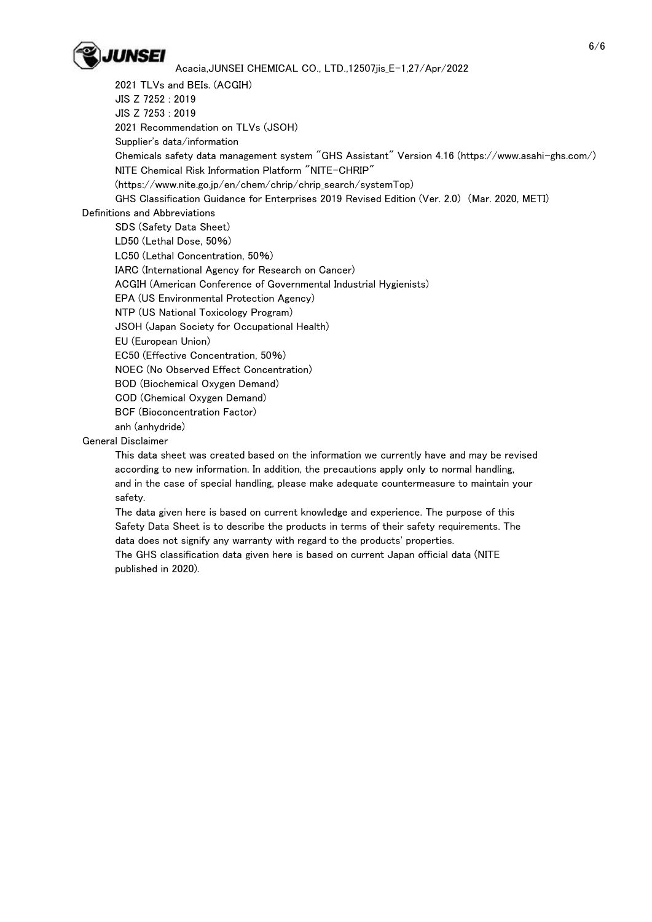2021 TLVs and BEIs. (ACGIH)
JIS Z 7252 : 2019
JIS Z 7253 : 2019
2021 Recommendation on TLVs (JSOH)
Supplier's data/information
Chemicals safety data management system "GHS Assistant" Version 4.16 (https://www.asahi-ghs.com/)
NITE Chemical Risk Information Platform "NITE-CHRIP"
(https://www.nite.go.jp/en/chem/chrip/chrip_search/systemTop)
GHS Classification Guidance for Enterprises 2019 Revised Edition (Ver. 2.0) (Mar. 2020, METI)

Definitions and Abbreviations

SDS (Safety Data Sheet)
LD50 (Lethal Dose, 50%)
LC50 (Lethal Concentration, 50%)
IARC (International Agency for Research on Cancer)
ACGIH (American Conference of Governmental Industrial Hygienists)
EPA (US Environmental Protection Agency)
NTP (US National Toxicology Program)
JSOH (Japan Society for Occupational Health)
EU (European Union)
EC50 (Effective Concentration, 50%)
NOEC (No Observed Effect Concentration)
BOD (Biochemical Oxygen Demand)
COD (Chemical Oxygen Demand)
BCF (Bioconcentration Factor)
anh (anhydride)

General Disclaimer

This data sheet was created based on the information we currently have and may be revised according to new information. In addition, the precautions apply only to normal handling, and in the case of special handling, please make adequate countermeasure to maintain your safety.
The data given here is based on current knowledge and experience. The purpose of this Safety Data Sheet is to describe the products in terms of their safety requirements. The data does not signify any warranty with regard to the products' properties.
The GHS classification data given here is based on current Japan official data (NITE published in 2020).